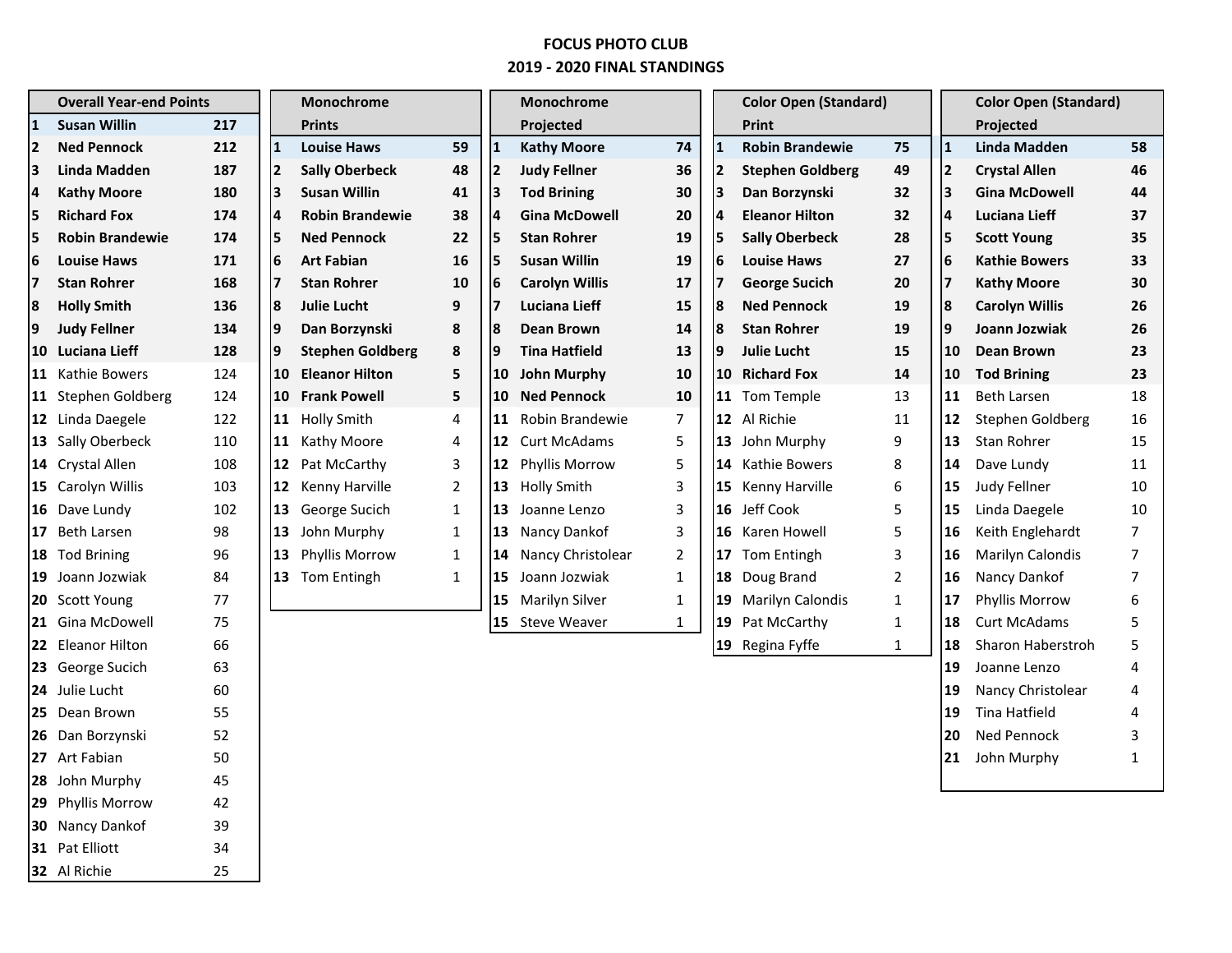# FOCUS PHOTO CLUB

## 2019 - 2020 FINAL STANDINGS

### Overall Year-end Points

| Rank | Name | Points |
|---|---|---|
| **1** | **Susan Willin** | **217** |
| **2** | **Ned Pennock** | **212** |
| **3** | **Linda Madden** | **187** |
| **4** | **Kathy Moore** | **180** |
| **5** | **Richard Fox** | **174** |
| **5** | **Robin Brandewie** | **174** |
| **6** | **Louise Haws** | **171** |
| **7** | **Stan Rohrer** | **168** |
| **8** | **Holly Smith** | **136** |
| **9** | **Judy Fellner** | **134** |
| **10** | **Luciana Lieff** | **128** |
| **11** | Kathie Bowers | 124 |
| **11** | Stephen Goldberg | 124 |
| **12** | Linda Daegele | 122 |
| **13** | Sally Oberbeck | 110 |
| **14** | Crystal Allen | 108 |
| **15** | Carolyn Willis | 103 |
| **16** | Dave Lundy | 102 |
| **17** | Beth Larsen | 98 |
| **18** | Tod Brining | 96 |
| **19** | Joann Jozwiak | 84 |
| **20** | Scott Young | 77 |
| **21** | Gina McDowell | 75 |
| **22** | Eleanor Hilton | 66 |
| **23** | George Sucich | 63 |
| **24** | Julie Lucht | 60 |
| **25** | Dean Brown | 55 |
| **26** | Dan Borzynski | 52 |
| **27** | Art Fabian | 50 |
| **28** | John Murphy | 45 |
| **29** | Phyllis Morrow | 42 |
| **30** | Nancy Dankof | 39 |
| **31** | Pat Elliott | 34 |
| **32** | Al Richie | 25 |

### Monochrome Prints

| Rank | Name | Points |
|---|---|---|
| **1** | **Louise Haws** | **59** |
| **2** | **Sally Oberbeck** | **48** |
| **3** | **Susan Willin** | **41** |
| **4** | **Robin Brandewie** | **38** |
| **5** | **Ned Pennock** | **22** |
| **6** | **Art Fabian** | **16** |
| **7** | **Stan Rohrer** | **10** |
| **8** | **Julie Lucht** | **9** |
| **9** | **Dan Borzynski** | **8** |
| **9** | **Stephen Goldberg** | **8** |
| **10** | **Eleanor Hilton** | **5** |
| **10** | **Frank Powell** | **5** |
| **11** | Holly Smith | 4 |
| **11** | Kathy Moore | 4 |
| **12** | Pat McCarthy | 3 |
| **12** | Kenny Harville | 2 |
| **13** | George Sucich | 1 |
| **13** | John Murphy | 1 |
| **13** | Phyllis Morrow | 1 |
| **13** | Tom Entingh | 1 |

### Monochrome Projected

| Rank | Name | Points |
|---|---|---|
| **1** | **Kathy Moore** | **74** |
| **2** | **Judy Fellner** | **36** |
| **3** | **Tod Brining** | **30** |
| **4** | **Gina McDowell** | **20** |
| **5** | **Stan Rohrer** | **19** |
| **5** | **Susan Willin** | **19** |
| **6** | **Carolyn Willis** | **17** |
| **7** | **Luciana Lieff** | **15** |
| **8** | **Dean Brown** | **14** |
| **9** | **Tina Hatfield** | **13** |
| **10** | **John Murphy** | **10** |
| **10** | **Ned Pennock** | **10** |
| **11** | Robin Brandewie | 7 |
| **12** | Curt McAdams | 5 |
| **12** | Phyllis Morrow | 5 |
| **13** | Holly Smith | 3 |
| **13** | Joanne Lenzo | 3 |
| **13** | Nancy Dankof | 3 |
| **14** | Nancy Christolear | 2 |
| **15** | Joann Jozwiak | 1 |
| **15** | Marilyn Silver | 1 |
| **15** | Steve Weaver | 1 |

### Color Open (Standard) Print

| Rank | Name | Points |
|---|---|---|
| **1** | **Robin Brandewie** | **75** |
| **2** | **Stephen Goldberg** | **49** |
| **3** | **Dan Borzynski** | **32** |
| **4** | **Eleanor Hilton** | **32** |
| **5** | **Sally Oberbeck** | **28** |
| **6** | **Louise Haws** | **27** |
| **7** | **George Sucich** | **20** |
| **8** | **Ned Pennock** | **19** |
| **8** | **Stan Rohrer** | **19** |
| **9** | **Julie Lucht** | **15** |
| **10** | **Richard Fox** | **14** |
| **11** | Tom Temple | 13 |
| **12** | Al Richie | 11 |
| **13** | John Murphy | 9 |
| **14** | Kathie Bowers | 8 |
| **15** | Kenny Harville | 6 |
| **16** | Jeff Cook | 5 |
| **16** | Karen Howell | 5 |
| **17** | Tom Entingh | 3 |
| **18** | Doug Brand | 2 |
| **19** | Marilyn Calondis | 1 |
| **19** | Pat McCarthy | 1 |
| **19** | Regina Fyffe | 1 |

### Color Open (Standard) Projected

| Rank | Name | Points |
|---|---|---|
| **1** | **Linda Madden** | **58** |
| **2** | **Crystal Allen** | **46** |
| **3** | **Gina McDowell** | **44** |
| **4** | **Luciana Lieff** | **37** |
| **5** | **Scott Young** | **35** |
| **6** | **Kathie Bowers** | **33** |
| **7** | **Kathy Moore** | **30** |
| **8** | **Carolyn Willis** | **26** |
| **9** | **Joann Jozwiak** | **26** |
| **10** | **Dean Brown** | **23** |
| **10** | **Tod Brining** | **23** |
| **11** | Beth Larsen | 18 |
| **12** | Stephen Goldberg | 16 |
| **13** | Stan Rohrer | 15 |
| **14** | Dave Lundy | 11 |
| **15** | Judy Fellner | 10 |
| **15** | Linda Daegele | 10 |
| **16** | Keith Englehardt | 7 |
| **16** | Marilyn Calondis | 7 |
| **16** | Nancy Dankof | 7 |
| **17** | Phyllis Morrow | 6 |
| **18** | Curt McAdams | 5 |
| **18** | Sharon Haberstroh | 5 |
| **19** | Joanne Lenzo | 4 |
| **19** | Nancy Christolear | 4 |
| **19** | Tina Hatfield | 4 |
| **20** | Ned Pennock | 3 |
| **21** | John Murphy | 1 |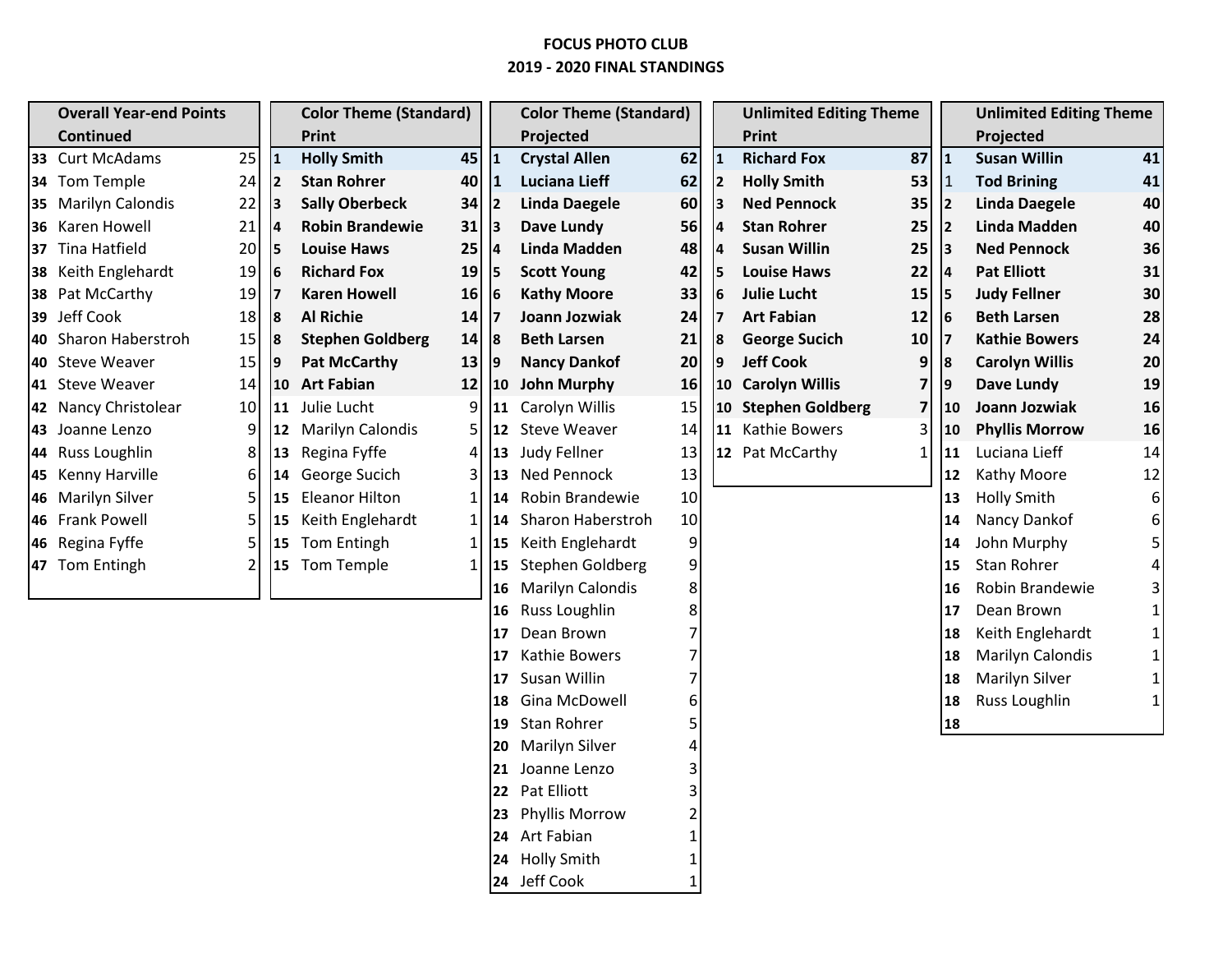**FOCUS PHOTO CLUB**
**2019 - 2020 FINAL STANDINGS**

### Overall Year-end Points Continued

| Rank | Name | Points |
|---|---|---|
| 33 | Curt McAdams | 25 |
| 34 | Tom Temple | 24 |
| 35 | Marilyn Calondis | 22 |
| 36 | Karen Howell | 21 |
| 37 | Tina Hatfield | 20 |
| 38 | Keith Englehardt | 19 |
| 38 | Pat McCarthy | 19 |
| 39 | Jeff Cook | 18 |
| 40 | Sharon Haberstroh | 15 |
| 40 | Steve Weaver | 15 |
| 41 | Steve Weaver | 14 |
| 42 | Nancy Christolear | 10 |
| 43 | Joanne Lenzo | 9 |
| 44 | Russ Loughlin | 8 |
| 45 | Kenny Harville | 6 |
| 46 | Marilyn Silver | 5 |
| 46 | Frank Powell | 5 |
| 46 | Regina Fyffe | 5 |
| 47 | Tom Entingh | 2 |

### Color Theme (Standard) Print

| Rank | Name | Points |
|---|---|---|
| 1 | **Holly Smith** | **45** |
| 2 | **Stan Rohrer** | **40** |
| 3 | **Sally Oberbeck** | **34** |
| 4 | **Robin Brandewie** | **31** |
| 5 | **Louise Haws** | **25** |
| 6 | **Richard Fox** | **19** |
| 7 | **Karen Howell** | **16** |
| 8 | **Al Richie** | **14** |
| 8 | **Stephen Goldberg** | **14** |
| 9 | **Pat McCarthy** | **13** |
| 10 | **Art Fabian** | **12** |
| 11 | Julie Lucht | 9 |
| 12 | Marilyn Calondis | 5 |
| 13 | Regina Fyffe | 4 |
| 14 | George Sucich | 3 |
| 15 | Eleanor Hilton | 1 |
| 15 | Keith Englehardt | 1 |
| 15 | Tom Entingh | 1 |
| 15 | Tom Temple | 1 |

### Color Theme (Standard) Projected

| Rank | Name | Points |
|---|---|---|
| 1 | **Crystal Allen** | **62** |
| 1 | **Luciana Lieff** | **62** |
| 2 | **Linda Daegele** | **60** |
| 3 | **Dave Lundy** | **56** |
| 4 | **Linda Madden** | **48** |
| 5 | **Scott Young** | **42** |
| 6 | **Kathy Moore** | **33** |
| 7 | **Joann Jozwiak** | **24** |
| 8 | **Beth Larsen** | **21** |
| 9 | **Nancy Dankof** | **20** |
| 10 | **John Murphy** | **16** |
| 11 | Carolyn Willis | 15 |
| 12 | Steve Weaver | 14 |
| 13 | Judy Fellner | 13 |
| 13 | Ned Pennock | 13 |
| 14 | Robin Brandewie | 10 |
| 14 | Sharon Haberstroh | 10 |
| 15 | Keith Englehardt | 9 |
| 15 | Stephen Goldberg | 9 |
| 16 | Marilyn Calondis | 8 |
| 16 | Russ Loughlin | 8 |
| 17 | Dean Brown | 7 |
| 17 | Kathie Bowers | 7 |
| 17 | Susan Willin | 7 |
| 18 | Gina McDowell | 6 |
| 19 | Stan Rohrer | 5 |
| 20 | Marilyn Silver | 4 |
| 21 | Joanne Lenzo | 3 |
| 22 | Pat Elliott | 3 |
| 23 | Phyllis Morrow | 2 |
| 24 | Art Fabian | 1 |
| 24 | Holly Smith | 1 |
| 24 | Jeff Cook | 1 |

### Unlimited Editing Theme Print

| Rank | Name | Points |
|---|---|---|
| 1 | **Richard Fox** | **87** |
| 2 | **Holly Smith** | **53** |
| 3 | **Ned Pennock** | **35** |
| 4 | **Stan Rohrer** | **25** |
| 4 | **Susan Willin** | **25** |
| 5 | **Louise Haws** | **22** |
| 6 | **Julie Lucht** | **15** |
| 7 | **Art Fabian** | **12** |
| 8 | **George Sucich** | **10** |
| 9 | **Jeff Cook** | **9** |
| 10 | **Carolyn Willis** | **7** |
| 10 | **Stephen Goldberg** | **7** |
| 11 | Kathie Bowers | 3 |
| 12 | Pat McCarthy | 1 |

### Unlimited Editing Theme Projected

| Rank | Name | Points |
|---|---|---|
| 1 | **Susan Willin** | **41** |
| 1 | **Tod Brining** | **41** |
| 2 | **Linda Daegele** | **40** |
| 2 | **Linda Madden** | **40** |
| 3 | **Ned Pennock** | **36** |
| 4 | **Pat Elliott** | **31** |
| 5 | **Judy Fellner** | **30** |
| 6 | **Beth Larsen** | **28** |
| 7 | **Kathie Bowers** | **24** |
| 8 | **Carolyn Willis** | **20** |
| 9 | **Dave Lundy** | **19** |
| 10 | **Joann Jozwiak** | **16** |
| 10 | **Phyllis Morrow** | **16** |
| 11 | Luciana Lieff | 14 |
| 12 | Kathy Moore | 12 |
| 13 | Holly Smith | 6 |
| 14 | Nancy Dankof | 6 |
| 14 | John Murphy | 5 |
| 15 | Stan Rohrer | 4 |
| 16 | Robin Brandewie | 3 |
| 17 | Dean Brown | 1 |
| 18 | Keith Englehardt | 1 |
| 18 | Marilyn Calondis | 1 |
| 18 | Marilyn Silver | 1 |
| 18 | Russ Loughlin | 1 |
| 18 | | |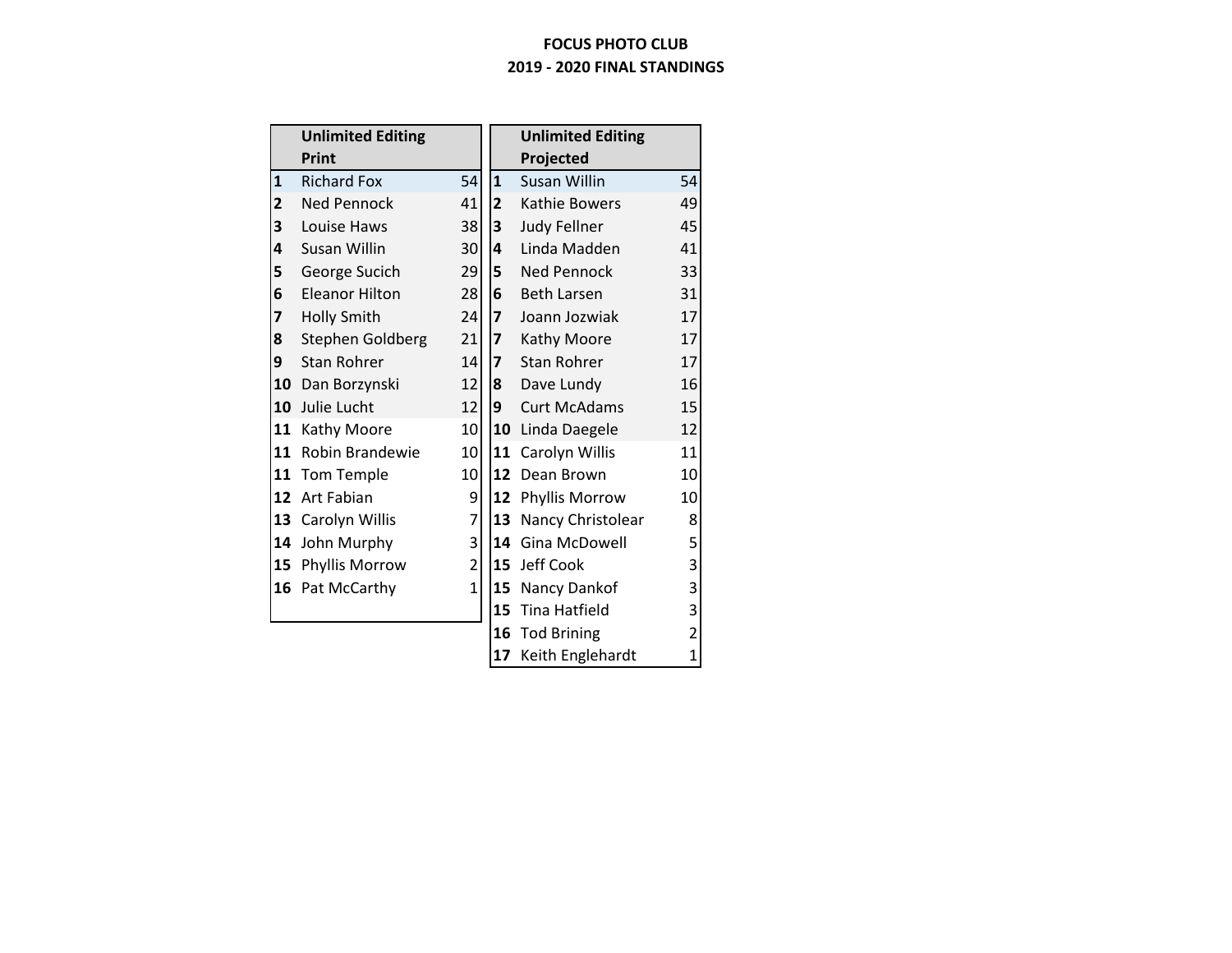**FOCUS PHOTO CLUB**
**2019 - 2020 FINAL STANDINGS**

| | Unlimited Editing Print | |
|---|---|---|
| 1 | Richard Fox | 54 |
| 2 | Ned Pennock | 41 |
| 3 | Louise Haws | 38 |
| 4 | Susan Willin | 30 |
| 5 | George Sucich | 29 |
| 6 | Eleanor Hilton | 28 |
| 7 | Holly Smith | 24 |
| 8 | Stephen Goldberg | 21 |
| 9 | Stan Rohrer | 14 |
| 10 | Dan Borzynski | 12 |
| 10 | Julie Lucht | 12 |
| 11 | Kathy Moore | 10 |
| 11 | Robin Brandewie | 10 |
| 11 | Tom Temple | 10 |
| 12 | Art Fabian | 9 |
| 13 | Carolyn Willis | 7 |
| 14 | John Murphy | 3 |
| 15 | Phyllis Morrow | 2 |
| 16 | Pat McCarthy | 1 |

| | Unlimited Editing Projected | |
|---|---|---|
| 1 | Susan Willin | 54 |
| 2 | Kathie Bowers | 49 |
| 3 | Judy Fellner | 45 |
| 4 | Linda Madden | 41 |
| 5 | Ned Pennock | 33 |
| 6 | Beth Larsen | 31 |
| 7 | Joann Jozwiak | 17 |
| 7 | Kathy Moore | 17 |
| 7 | Stan Rohrer | 17 |
| 8 | Dave Lundy | 16 |
| 9 | Curt McAdams | 15 |
| 10 | Linda Daegele | 12 |
| 11 | Carolyn Willis | 11 |
| 12 | Dean Brown | 10 |
| 12 | Phyllis Morrow | 10 |
| 13 | Nancy Christolear | 8 |
| 14 | Gina McDowell | 5 |
| 15 | Jeff Cook | 3 |
| 15 | Nancy Dankof | 3 |
| 15 | Tina Hatfield | 3 |
| 16 | Tod Brining | 2 |
| 17 | Keith Englehardt | 1 |